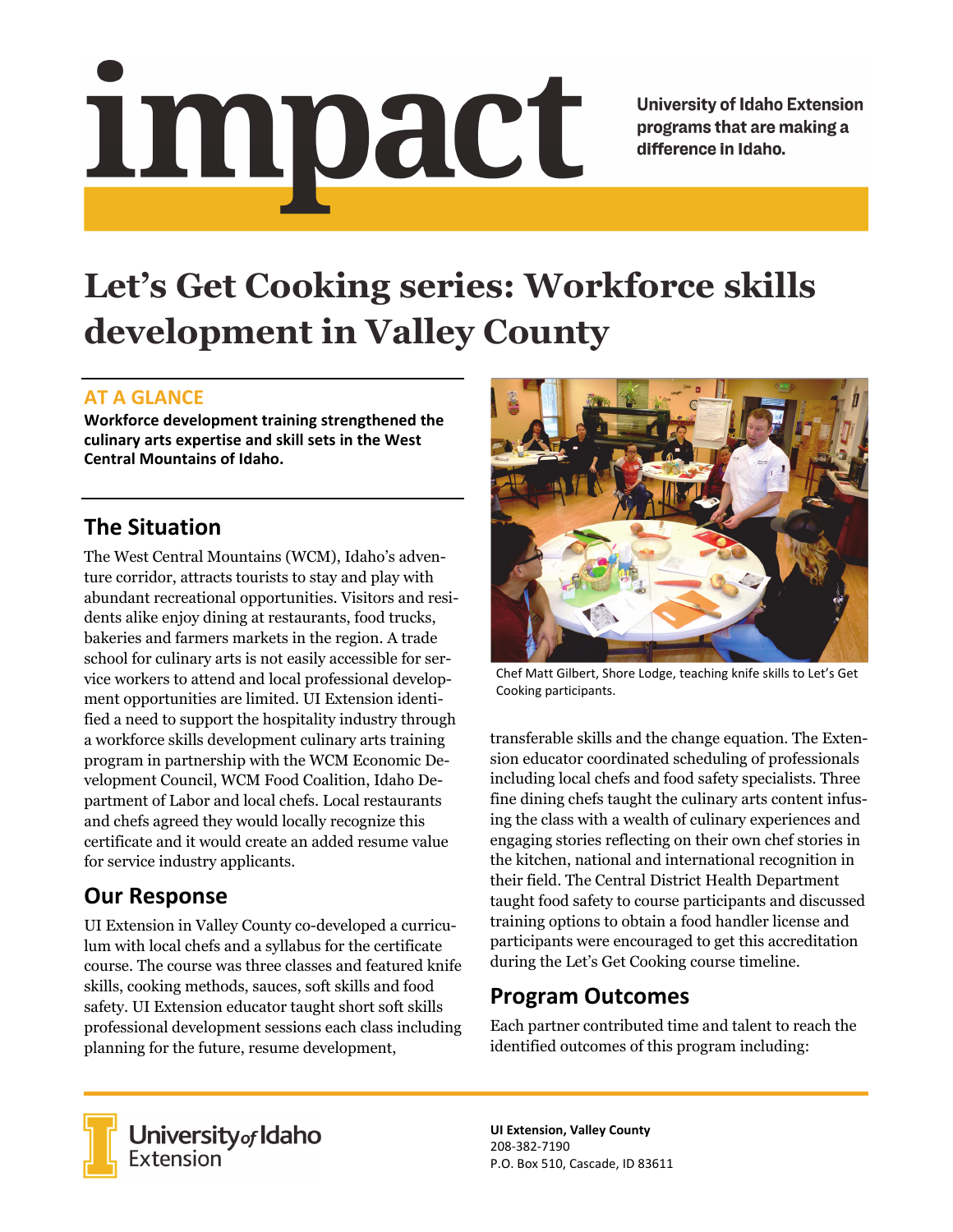# impact

University of Idaho Extension programs that are making a difference in Idaho.

# Let's Get Cooking series: Workforce skills development in Valley County

## AT A GLANCE

**Workforce development training strengthened the culinary arts expertise and skill sets in the West Central Mountains of Idaho.**

## The Situation

The West Central Mountains (WCM), Idaho's adventure corridor, attracts tourists to stay and play with abundant recreational opportunities. Visitors and residents alike enjoy dining at restaurants, food trucks, bakeries and farmers markets in the region. A trade school for culinary arts is not easily accessible for service workers to attend and local professional development opportunities are limited. UI Extension identified a need to support the hospitality industry through a workforce skills development culinary arts training program in partnership with the WCM Economic Development Council, WCM Food Coalition, Idaho Department of Labor and local chefs. Local restaurants and chefs agreed they would locally recognize this certificate and it would create an added resume value for service industry applicants.

## Our Response

UI Extension in Valley County co-developed a curriculum with local chefs and a syllabus for the certificate course. The course was three classes and featured knife skills, cooking methods, sauces, soft skills and food safety. UI Extension educator taught short soft skills professional development sessions each class including planning for the future, resume development, transferable skills and the change equation. The Extension educator coordinated scheduling of professionals including local chefs and food safety specialists. Three fine dining chefs taught the culinary arts content infusing the class with a wealth of culinary experiences and engaging stories reflecting on their own chef stories in the kitchen, national and international recognition in their field. The Central District Health Department taught food safety to course participants and discussed training options to obtain a food handler license and participants were encouraged to get this accreditation during the Let's Get Cooking course timeline.

Chef Matt Gilbert, Shore Lodge, teaching knife skills to Let's Get Cooking participants.

## Program Outcomes

Each partner contributed time and talent to reach the identified outcomes of this program including:

University of Idaho Extension

**UI Extension, Valley County**
208-382-7190
P.O. Box 510, Cascade, ID 83611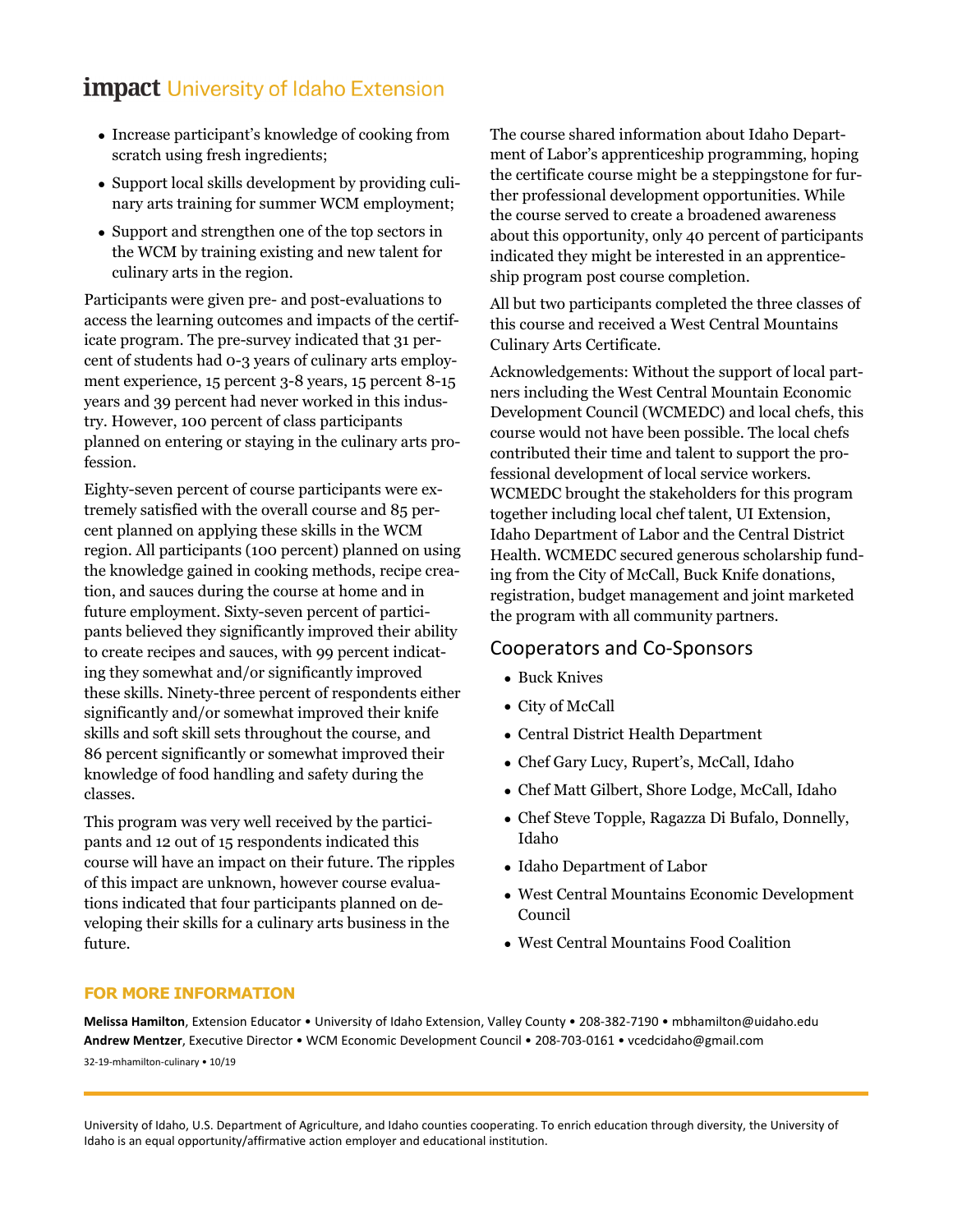- Increase participant's knowledge of cooking from scratch using fresh ingredients;
- Support local skills development by providing culinary arts training for summer WCM employment;
- Support and strengthen one of the top sectors in the WCM by training existing and new talent for culinary arts in the region.

Participants were given pre- and post-evaluations to access the learning outcomes and impacts of the certificate program. The pre-survey indicated that 31 percent of students had 0-3 years of culinary arts employment experience, 15 percent 3-8 years, 15 percent 8-15 years and 39 percent had never worked in this industry. However, 100 percent of class participants planned on entering or staying in the culinary arts profession.

Eighty-seven percent of course participants were extremely satisfied with the overall course and 85 percent planned on applying these skills in the WCM region. All participants (100 percent) planned on using the knowledge gained in cooking methods, recipe creation, and sauces during the course at home and in future employment. Sixty-seven percent of participants believed they significantly improved their ability to create recipes and sauces, with 99 percent indicating they somewhat and/or significantly improved these skills. Ninety-three percent of respondents either significantly and/or somewhat improved their knife skills and soft skill sets throughout the course, and 86 percent significantly or somewhat improved their knowledge of food handling and safety during the classes.

This program was very well received by the participants and 12 out of 15 respondents indicated this course will have an impact on their future. The ripples of this impact are unknown, however course evaluations indicated that four participants planned on developing their skills for a culinary arts business in the future.

The course shared information about Idaho Department of Labor's apprenticeship programming, hoping the certificate course might be a steppingstone for further professional development opportunities. While the course served to create a broadened awareness about this opportunity, only 40 percent of participants indicated they might be interested in an apprenticeship program post course completion.

All but two participants completed the three classes of this course and received a West Central Mountains Culinary Arts Certificate.

Acknowledgements: Without the support of local partners including the West Central Mountain Economic Development Council (WCMEDC) and local chefs, this course would not have been possible. The local chefs contributed their time and talent to support the professional development of local service workers. WCMEDC brought the stakeholders for this program together including local chef talent, UI Extension, Idaho Department of Labor and the Central District Health. WCMEDC secured generous scholarship funding from the City of McCall, Buck Knife donations, registration, budget management and joint marketed the program with all community partners.

## Cooperators and Co-Sponsors

- Buck Knives
- City of McCall
- Central District Health Department
- Chef Gary Lucy, Rupert's, McCall, Idaho
- Chef Matt Gilbert, Shore Lodge, McCall, Idaho
- Chef Steve Topple, Ragazza Di Bufalo, Donnelly, Idaho
- Idaho Department of Labor
- West Central Mountains Economic Development Council
- West Central Mountains Food Coalition

### FOR MORE INFORMATION

**Melissa Hamilton**, Extension Educator • University of Idaho Extension, Valley County • 208-382-7190 • mbhamilton@uidaho.edu
**Andrew Mentzer**, Executive Director • WCM Economic Development Council • 208-703-0161 • vcedcidaho@gmail.com

32-19-mhamilton-culinary • 10/19

University of Idaho, U.S. Department of Agriculture, and Idaho counties cooperating. To enrich education through diversity, the University of Idaho is an equal opportunity/affirmative action employer and educational institution.